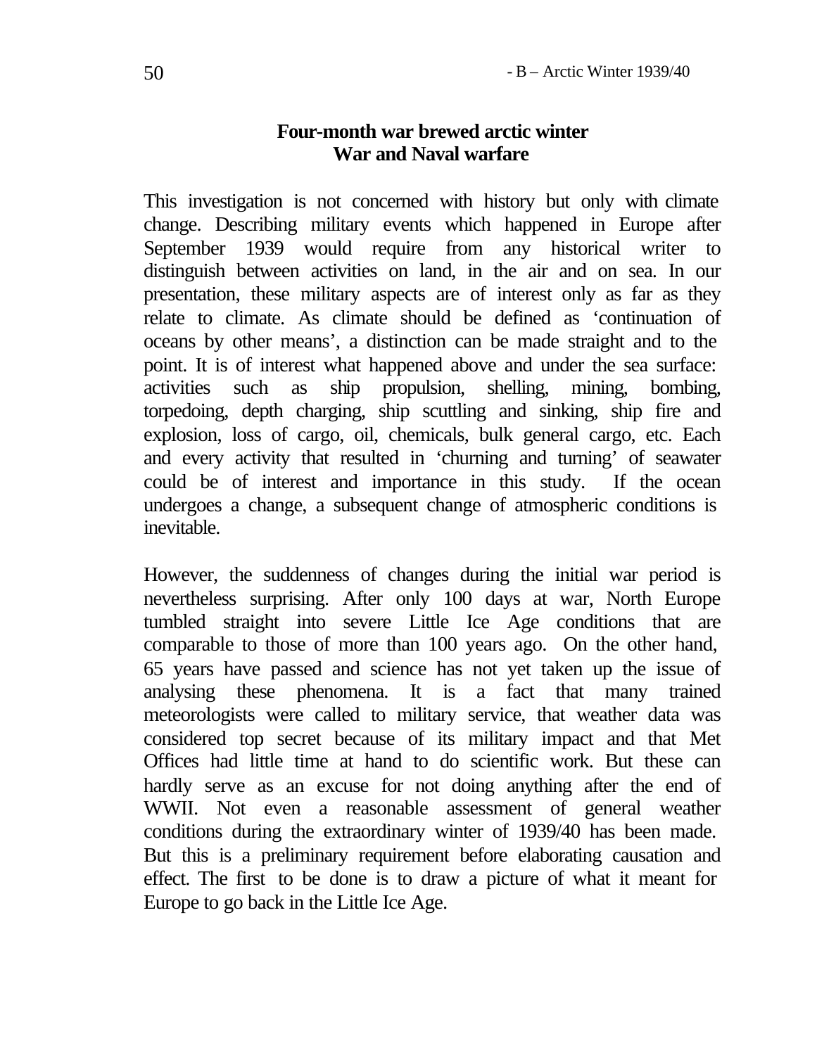## Four-month war brewed arctic winter
## War and Naval warfare

This investigation is not concerned with history but only with climate change. Describing military events which happened in Europe after September 1939 would require from any historical writer to distinguish between activities on land, in the air and on sea. In our presentation, these military aspects are of interest only as far as they relate to climate. As climate should be defined as 'continuation of oceans by other means', a distinction can be made straight and to the point. It is of interest what happened above and under the sea surface: activities such as ship propulsion, shelling, mining, bombing, torpedoing, depth charging, ship scuttling and sinking, ship fire and explosion, loss of cargo, oil, chemicals, bulk general cargo, etc. Each and every activity that resulted in 'churning and turning' of seawater could be of interest and importance in this study. If the ocean undergoes a change, a subsequent change of atmospheric conditions is inevitable.

However, the suddenness of changes during the initial war period is nevertheless surprising. After only 100 days at war, North Europe tumbled straight into severe Little Ice Age conditions that are comparable to those of more than 100 years ago. On the other hand, 65 years have passed and science has not yet taken up the issue of analysing these phenomena. It is a fact that many trained meteorologists were called to military service, that weather data was considered top secret because of its military impact and that Met Offices had little time at hand to do scientific work. But these can hardly serve as an excuse for not doing anything after the end of WWII. Not even a reasonable assessment of general weather conditions during the extraordinary winter of 1939/40 has been made. But this is a preliminary requirement before elaborating causation and effect. The first to be done is to draw a picture of what it meant for Europe to go back in the Little Ice Age.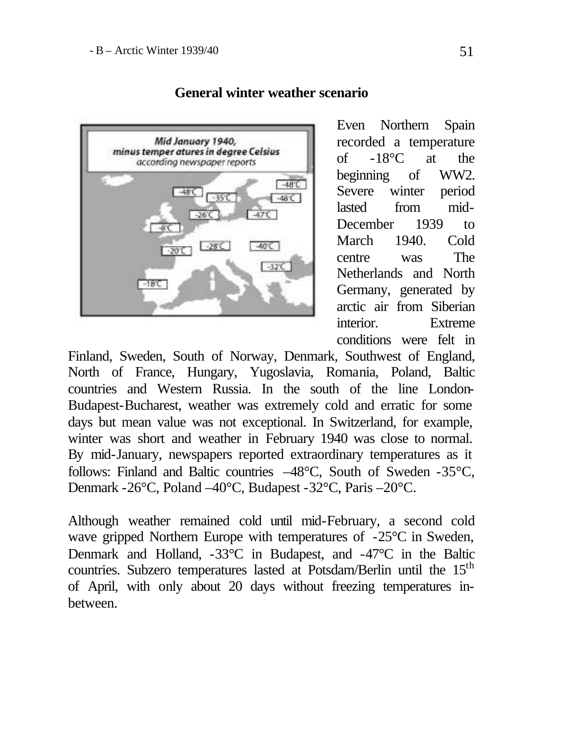## General winter weather scenario

Even Northern Spain recorded a temperature of -18°C at the beginning of WW2. Severe winter period lasted from mid-December 1939 to March 1940. Cold centre was The Netherlands and North Germany, generated by arctic air from Siberian interior. Extreme conditions were felt in Finland, Sweden, South of Norway, Denmark, Southwest of England, North of France, Hungary, Yugoslavia, Romania, Poland, Baltic countries and Western Russia. In the south of the line London-Budapest-Bucharest, weather was extremely cold and erratic for some days but mean value was not exceptional. In Switzerland, for example, winter was short and weather in February 1940 was close to normal. By mid-January, newspapers reported extraordinary temperatures as it follows: Finland and Baltic countries –48°C, South of Sweden -35°C, Denmark -26°C, Poland –40°C, Budapest -32°C, Paris –20°C.

Although weather remained cold until mid-February, a second cold wave gripped Northern Europe with temperatures of -25°C in Sweden, Denmark and Holland, -33°C in Budapest, and -47°C in the Baltic countries. Subzero temperatures lasted at Potsdam/Berlin until the 15th of April, with only about 20 days without freezing temperatures in-between.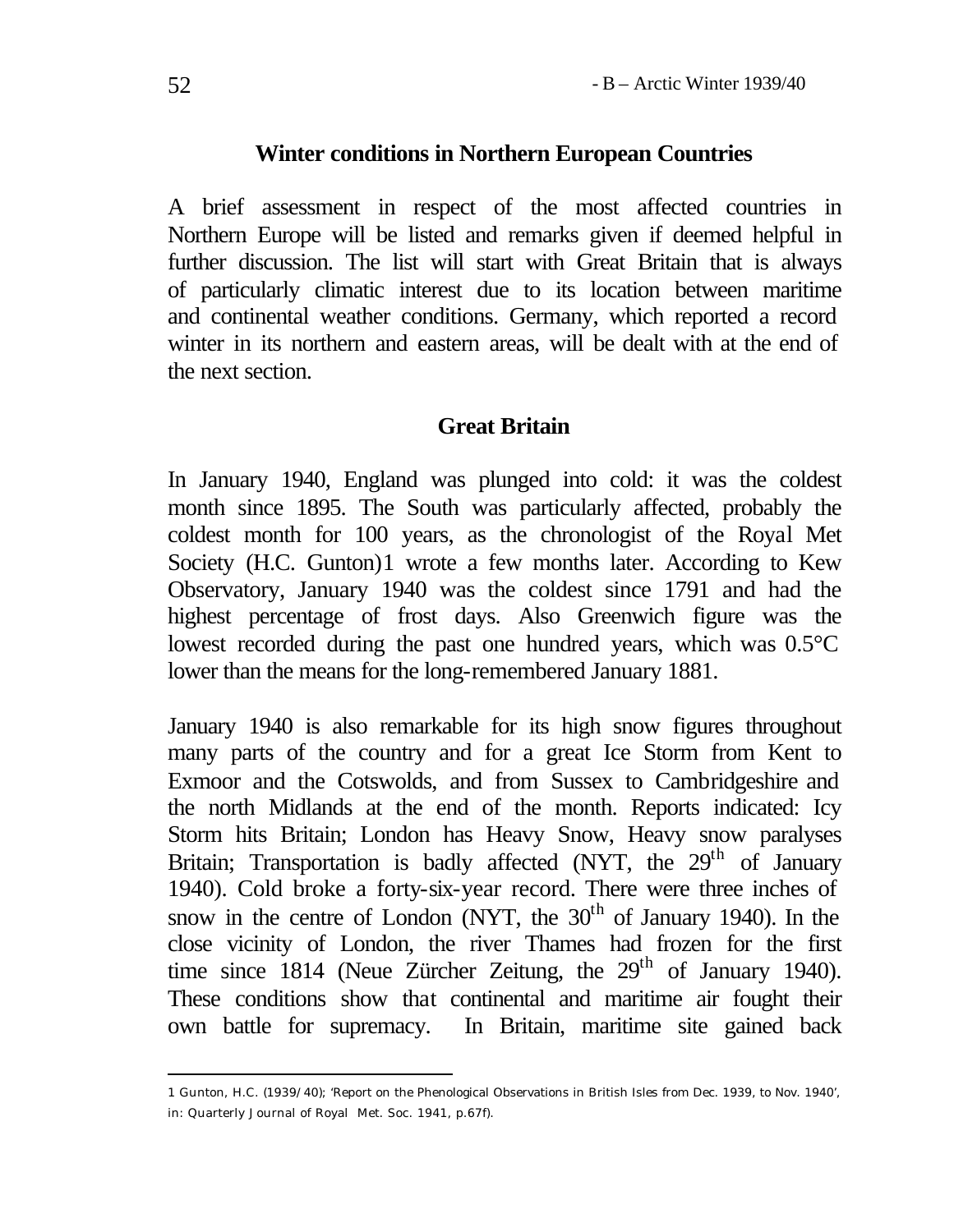## Winter conditions in Northern European Countries

A brief assessment in respect of the most affected countries in Northern Europe will be listed and remarks given if deemed helpful in further discussion. The list will start with Great Britain that is always of particularly climatic interest due to its location between maritime and continental weather conditions. Germany, which reported a record winter in its northern and eastern areas, will be dealt with at the end of the next section.

### Great Britain

In January 1940, England was plunged into cold: it was the coldest month since 1895. The South was particularly affected, probably the coldest month for 100 years, as the chronologist of the Royal Met Society (H.C. Gunton)[1] wrote a few months later. According to Kew Observatory, January 1940 was the coldest since 1791 and had the highest percentage of frost days. Also Greenwich figure was the lowest recorded during the past one hundred years, which was 0.5°C lower than the means for the long-remembered January 1881.

January 1940 is also remarkable for its high snow figures throughout many parts of the country and for a great Ice Storm from Kent to Exmoor and the Cotswolds, and from Sussex to Cambridgeshire and the north Midlands at the end of the month. Reports indicated: Icy Storm hits Britain; London has Heavy Snow, Heavy snow paralyses Britain; Transportation is badly affected (NYT, the 29th of January 1940). Cold broke a forty-six-year record. There were three inches of snow in the centre of London (NYT, the 30th of January 1940). In the close vicinity of London, the river Thames had frozen for the first time since 1814 (Neue Zürcher Zeitung, the 29th of January 1940). These conditions show that continental and maritime air fought their own battle for supremacy. In Britain, maritime site gained back

---

1 Gunton, H.C. (1939/40); 'Report on the Phenological Observations in British Isles from Dec. 1939, to Nov. 1940', in: Quarterly Journal of Royal Met. Soc. 1941, p.67f).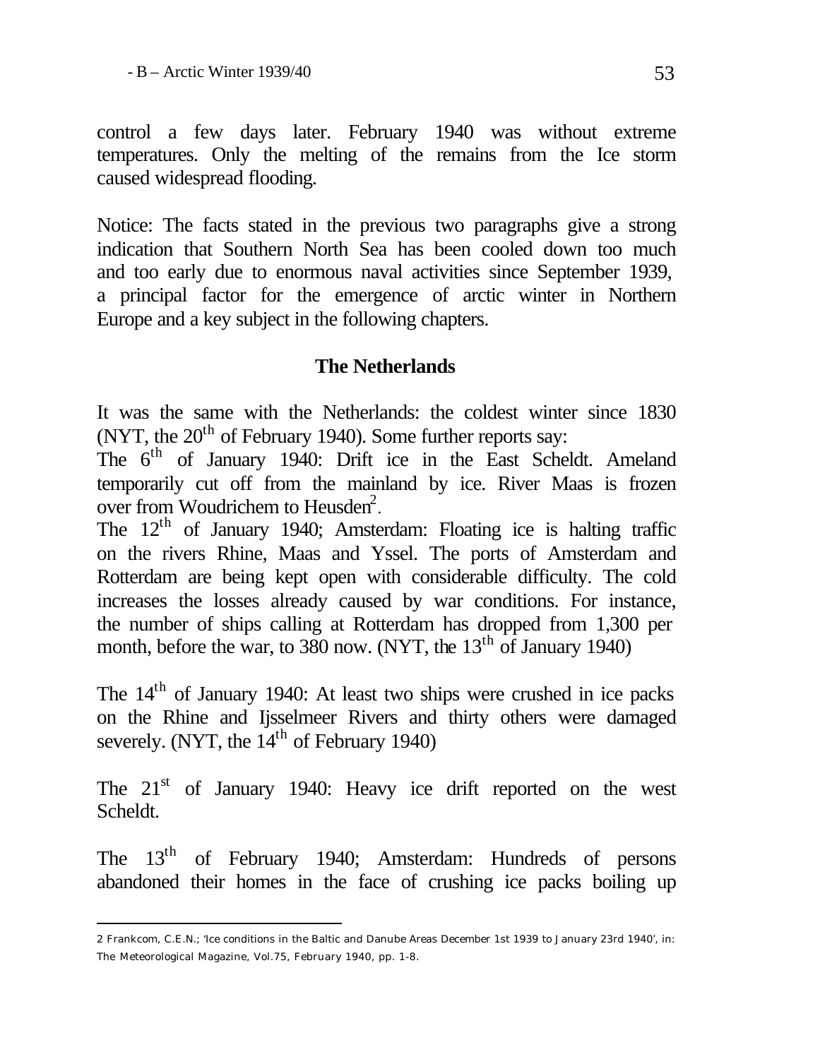control a few days later. February 1940 was without extreme temperatures. Only the melting of the remains from the Ice storm caused widespread flooding.

Notice: The facts stated in the previous two paragraphs give a strong indication that Southern North Sea has been cooled down too much and too early due to enormous naval activities since September 1939, a principal factor for the emergence of arctic winter in Northern Europe and a key subject in the following chapters.

## The Netherlands

It was the same with the Netherlands: the coldest winter since 1830 (NYT, the 20th of February 1940). Some further reports say:
The 6th of January 1940: Drift ice in the East Scheldt. Ameland temporarily cut off from the mainland by ice. River Maas is frozen over from Woudrichem to Heusden[2].
The 12th of January 1940; Amsterdam: Floating ice is halting traffic on the rivers Rhine, Maas and Yssel. The ports of Amsterdam and Rotterdam are being kept open with considerable difficulty. The cold increases the losses already caused by war conditions. For instance, the number of ships calling at Rotterdam has dropped from 1,300 per month, before the war, to 380 now. (NYT, the 13th of January 1940)

The 14th of January 1940: At least two ships were crushed in ice packs on the Rhine and Ijsselmeer Rivers and thirty others were damaged severely. (NYT, the 14th of February 1940)

The 21st of January 1940: Heavy ice drift reported on the west Scheldt.

The 13th of February 1940; Amsterdam: Hundreds of persons abandoned their homes in the face of crushing ice packs boiling up

---

2 Frankcom, C.E.N.; 'Ice conditions in the Baltic and Danube Areas December 1st 1939 to January 23rd 1940', in: The Meteorological Magazine, Vol.75, February 1940, pp. 1-8.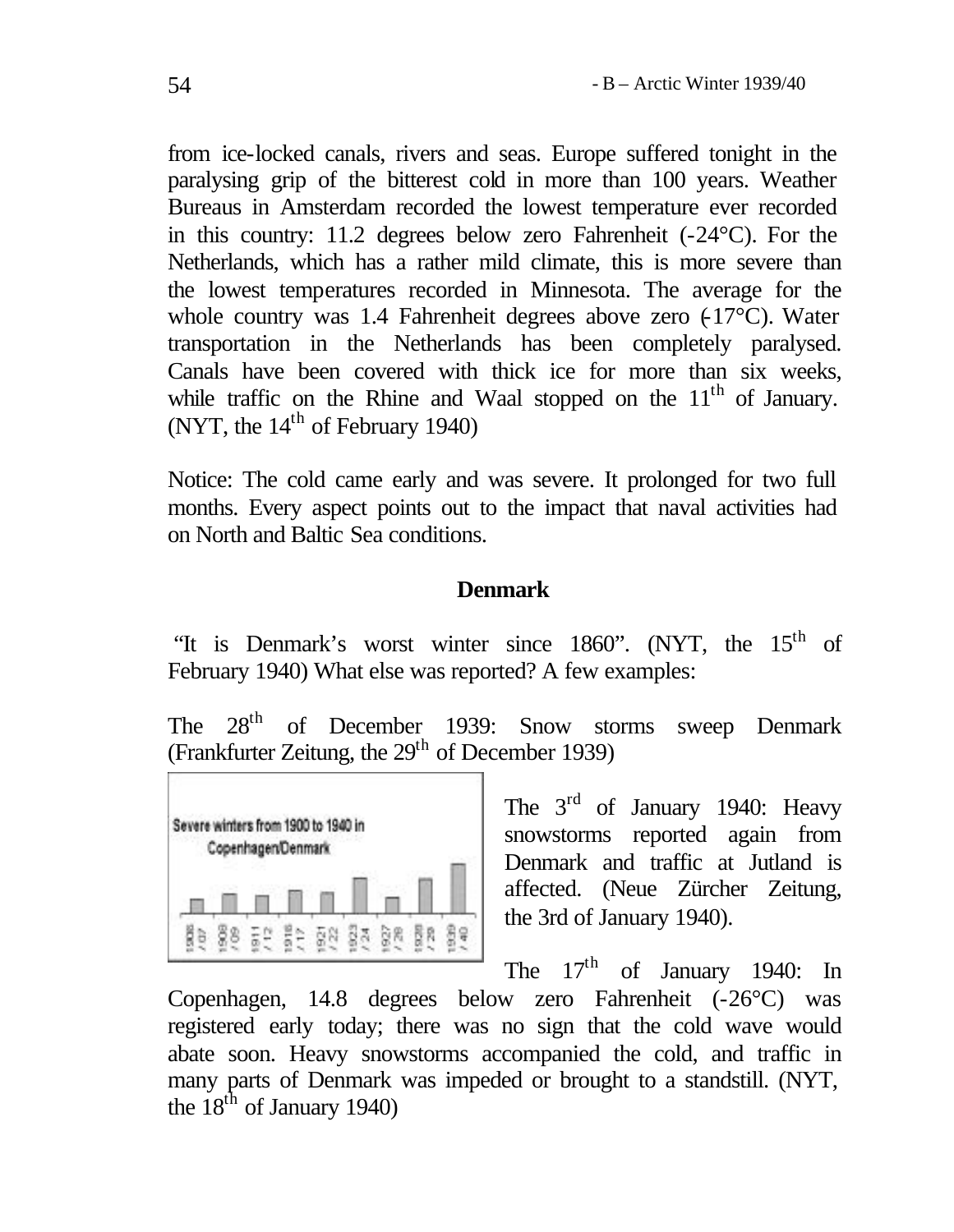from ice-locked canals, rivers and seas. Europe suffered tonight in the paralysing grip of the bitterest cold in more than 100 years. Weather Bureaus in Amsterdam recorded the lowest temperature ever recorded in this country: 11.2 degrees below zero Fahrenheit (-24°C). For the Netherlands, which has a rather mild climate, this is more severe than the lowest temperatures recorded in Minnesota. The average for the whole country was 1.4 Fahrenheit degrees above zero (-17°C). Water transportation in the Netherlands has been completely paralysed. Canals have been covered with thick ice for more than six weeks, while traffic on the Rhine and Waal stopped on the 11th of January. (NYT, the 14th of February 1940)

Notice: The cold came early and was severe. It prolonged for two full months. Every aspect points out to the impact that naval activities had on North and Baltic Sea conditions.

## Denmark

"It is Denmark's worst winter since 1860". (NYT, the 15th of February 1940) What else was reported? A few examples:

The 28th of December 1939: Snow storms sweep Denmark (Frankfurter Zeitung, the 29th of December 1939)

Severe winters from 1900 to 1940 in Copenhagen/Denmark

The 3rd of January 1940: Heavy snowstorms reported again from Denmark and traffic at Jutland is affected. (Neue Zürcher Zeitung, the 3rd of January 1940).

The 17th of January 1940: In Copenhagen, 14.8 degrees below zero Fahrenheit (-26°C) was registered early today; there was no sign that the cold wave would abate soon. Heavy snowstorms accompanied the cold, and traffic in many parts of Denmark was impeded or brought to a standstill. (NYT, the 18th of January 1940)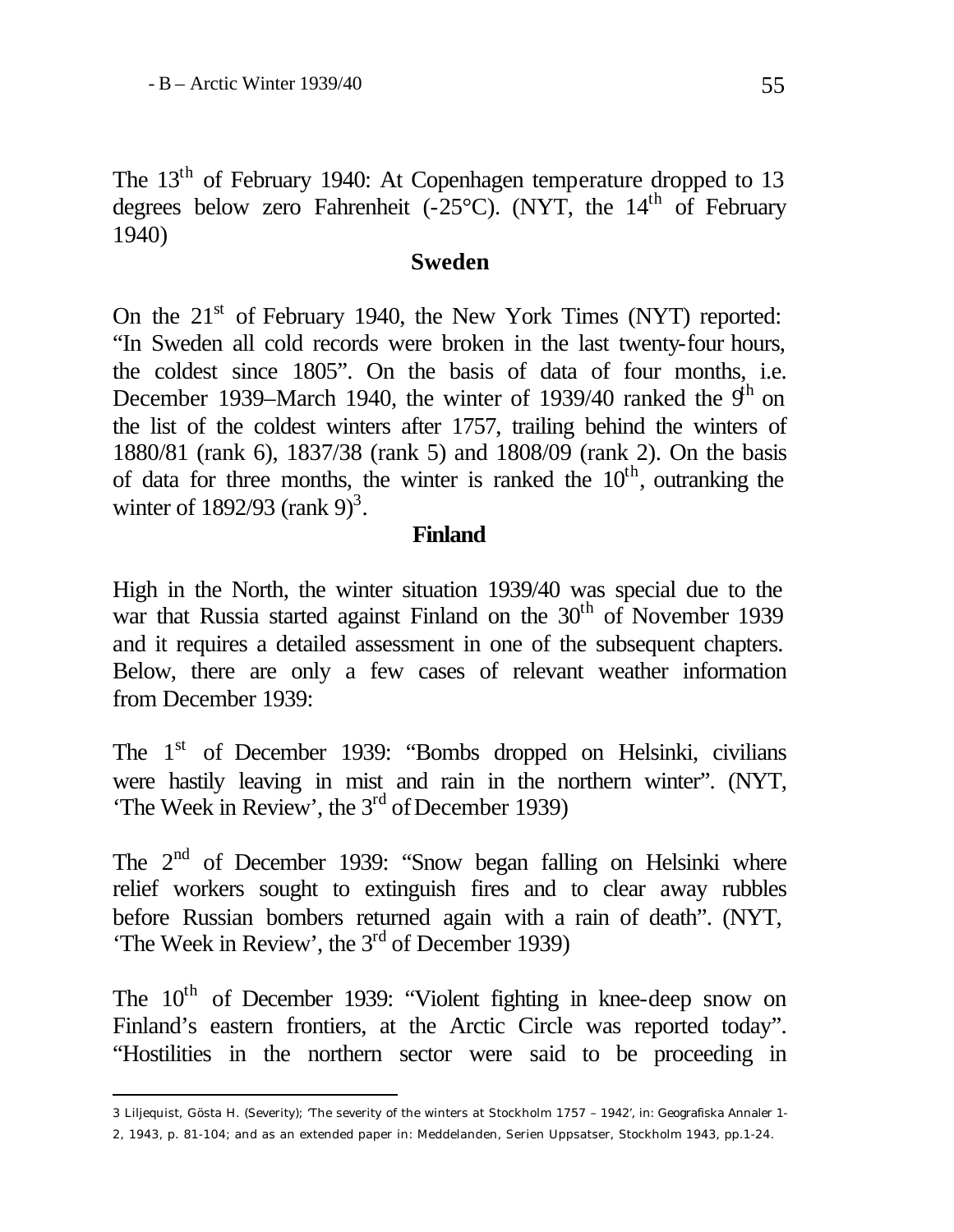The 13th of February 1940: At Copenhagen temperature dropped to 13 degrees below zero Fahrenheit (-25°C). (NYT, the 14th of February 1940)

## Sweden

On the 21st of February 1940, the New York Times (NYT) reported: "In Sweden all cold records were broken in the last twenty-four hours, the coldest since 1805". On the basis of data of four months, i.e. December 1939–March 1940, the winter of 1939/40 ranked the 9th on the list of the coldest winters after 1757, trailing behind the winters of 1880/81 (rank 6), 1837/38 (rank 5) and 1808/09 (rank 2). On the basis of data for three months, the winter is ranked the 10th, outranking the winter of 1892/93 (rank 9)[3].

## Finland

High in the North, the winter situation 1939/40 was special due to the war that Russia started against Finland on the 30th of November 1939 and it requires a detailed assessment in one of the subsequent chapters. Below, there are only a few cases of relevant weather information from December 1939:

The 1st of December 1939: "Bombs dropped on Helsinki, civilians were hastily leaving in mist and rain in the northern winter". (NYT, 'The Week in Review', the 3rd of December 1939)

The 2nd of December 1939: "Snow began falling on Helsinki where relief workers sought to extinguish fires and to clear away rubbles before Russian bombers returned again with a rain of death". (NYT, 'The Week in Review', the 3rd of December 1939)

The 10th of December 1939: "Violent fighting in knee-deep snow on Finland's eastern frontiers, at the Arctic Circle was reported today". "Hostilities in the northern sector were said to be proceeding in

---

[3] Liljequist, Gösta H. (Severity); 'The severity of the winters at Stockholm 1757 – 1942', in: Geografiska Annaler 1-2, 1943, p. 81-104; and as an extended paper in: Meddelanden, Serien Uppsatser, Stockholm 1943, pp.1-24.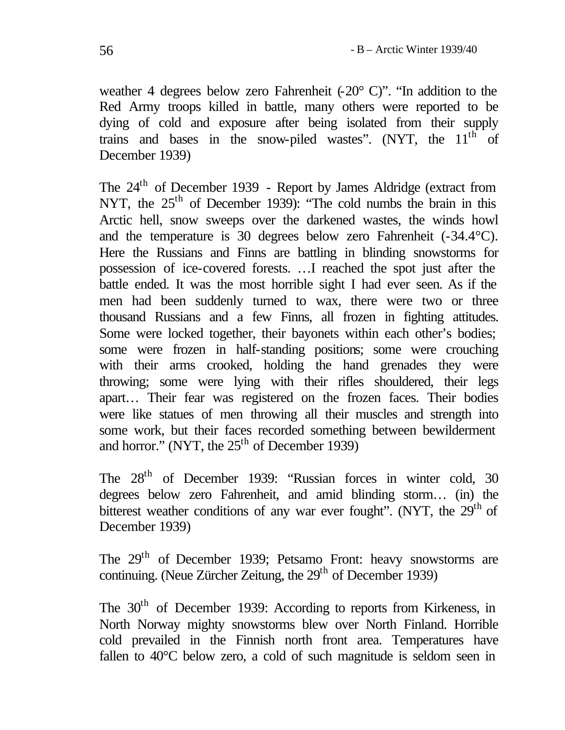weather 4 degrees below zero Fahrenheit (-20° C)". "In addition to the Red Army troops killed in battle, many others were reported to be dying of cold and exposure after being isolated from their supply trains and bases in the snow-piled wastes". (NYT, the 11th of December 1939)

The 24th of December 1939 - Report by James Aldridge (extract from NYT, the 25th of December 1939): "The cold numbs the brain in this Arctic hell, snow sweeps over the darkened wastes, the winds howl and the temperature is 30 degrees below zero Fahrenheit (-34.4°C). Here the Russians and Finns are battling in blinding snowstorms for possession of ice-covered forests. …I reached the spot just after the battle ended. It was the most horrible sight I had ever seen. As if the men had been suddenly turned to wax, there were two or three thousand Russians and a few Finns, all frozen in fighting attitudes. Some were locked together, their bayonets within each other's bodies; some were frozen in half-standing positions; some were crouching with their arms crooked, holding the hand grenades they were throwing; some were lying with their rifles shouldered, their legs apart… Their fear was registered on the frozen faces. Their bodies were like statues of men throwing all their muscles and strength into some work, but their faces recorded something between bewilderment and horror." (NYT, the 25th of December 1939)

The 28th of December 1939: "Russian forces in winter cold, 30 degrees below zero Fahrenheit, and amid blinding storm… (in) the bitterest weather conditions of any war ever fought". (NYT, the 29th of December 1939)

The 29th of December 1939; Petsamo Front: heavy snowstorms are continuing. (Neue Zürcher Zeitung, the 29th of December 1939)

The 30th of December 1939: According to reports from Kirkeness, in North Norway mighty snowstorms blew over North Finland. Horrible cold prevailed in the Finnish north front area. Temperatures have fallen to 40°C below zero, a cold of such magnitude is seldom seen in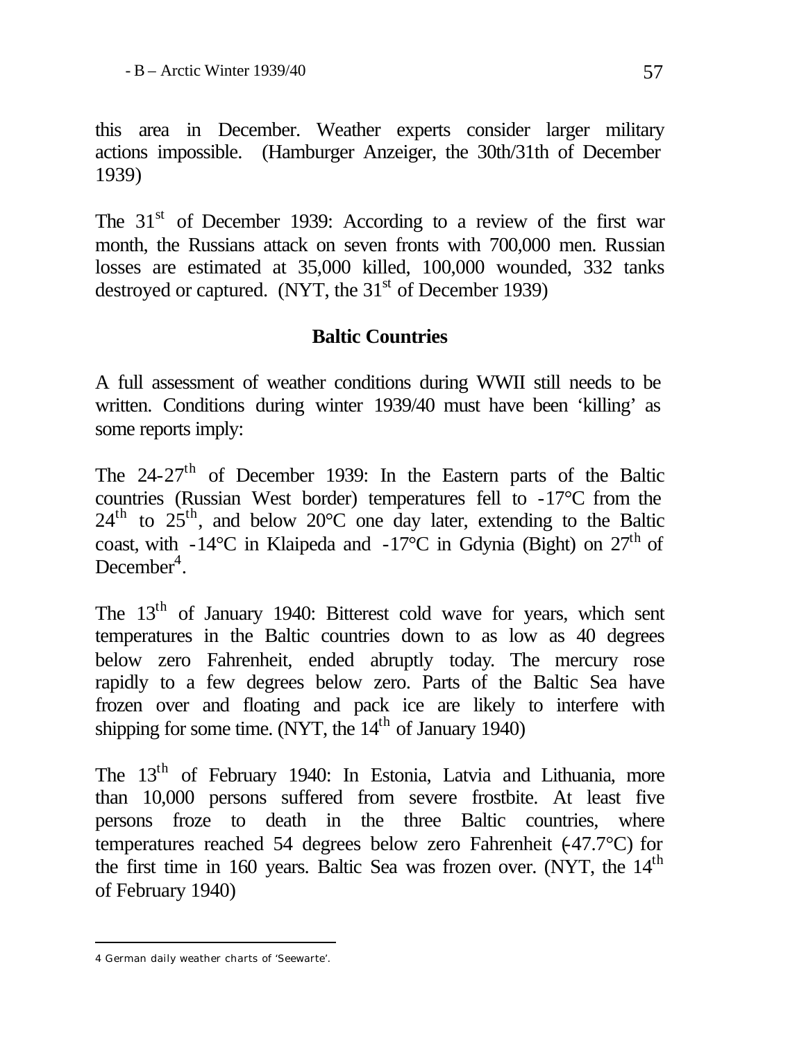this area in December. Weather experts consider larger military actions impossible. (Hamburger Anzeiger, the 30th/31th of December 1939)

The 31st of December 1939: According to a review of the first war month, the Russians attack on seven fronts with 700,000 men. Russian losses are estimated at 35,000 killed, 100,000 wounded, 332 tanks destroyed or captured. (NYT, the 31st of December 1939)

## Baltic Countries

A full assessment of weather conditions during WWII still needs to be written. Conditions during winter 1939/40 must have been 'killing' as some reports imply:

The 24-27th of December 1939: In the Eastern parts of the Baltic countries (Russian West border) temperatures fell to -17°C from the 24th to 25th, and below 20°C one day later, extending to the Baltic coast, with -14°C in Klaipeda and -17°C in Gdynia (Bight) on 27th of December[4].

The 13th of January 1940: Bitterest cold wave for years, which sent temperatures in the Baltic countries down to as low as 40 degrees below zero Fahrenheit, ended abruptly today. The mercury rose rapidly to a few degrees below zero. Parts of the Baltic Sea have frozen over and floating and pack ice are likely to interfere with shipping for some time. (NYT, the 14th of January 1940)

The 13th of February 1940: In Estonia, Latvia and Lithuania, more than 10,000 persons suffered from severe frostbite. At least five persons froze to death in the three Baltic countries, where temperatures reached 54 degrees below zero Fahrenheit (-47.7°C) for the first time in 160 years. Baltic Sea was frozen over. (NYT, the 14th of February 1940)

---

4 German daily weather charts of 'Seewarte'.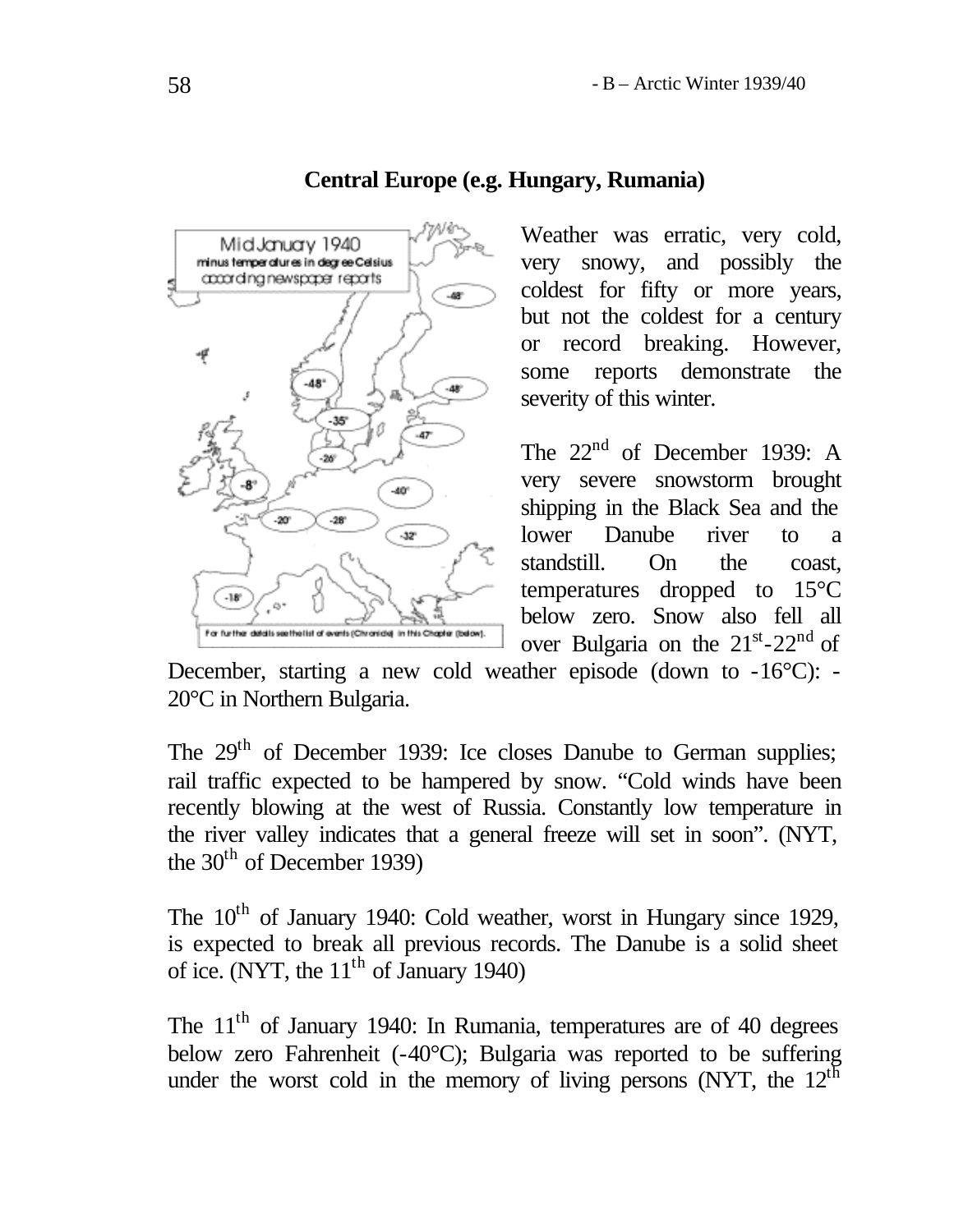## Central Europe (e.g. Hungary, Rumania)

Weather was erratic, very cold, very snowy, and possibly the coldest for fifty or more years, but not the coldest for a century or record breaking. However, some reports demonstrate the severity of this winter.

The 22nd of December 1939: A very severe snowstorm brought shipping in the Black Sea and the lower Danube river to a standstill. On the coast, temperatures dropped to 15°C below zero. Snow also fell all over Bulgaria on the 21st-22nd of December, starting a new cold weather episode (down to -16°C): -20°C in Northern Bulgaria.

The 29th of December 1939: Ice closes Danube to German supplies; rail traffic expected to be hampered by snow. "Cold winds have been recently blowing at the west of Russia. Constantly low temperature in the river valley indicates that a general freeze will set in soon". (NYT, the 30th of December 1939)

The 10th of January 1940: Cold weather, worst in Hungary since 1929, is expected to break all previous records. The Danube is a solid sheet of ice. (NYT, the 11th of January 1940)

The 11th of January 1940: In Rumania, temperatures are of 40 degrees below zero Fahrenheit (-40°C); Bulgaria was reported to be suffering under the worst cold in the memory of living persons (NYT, the 12th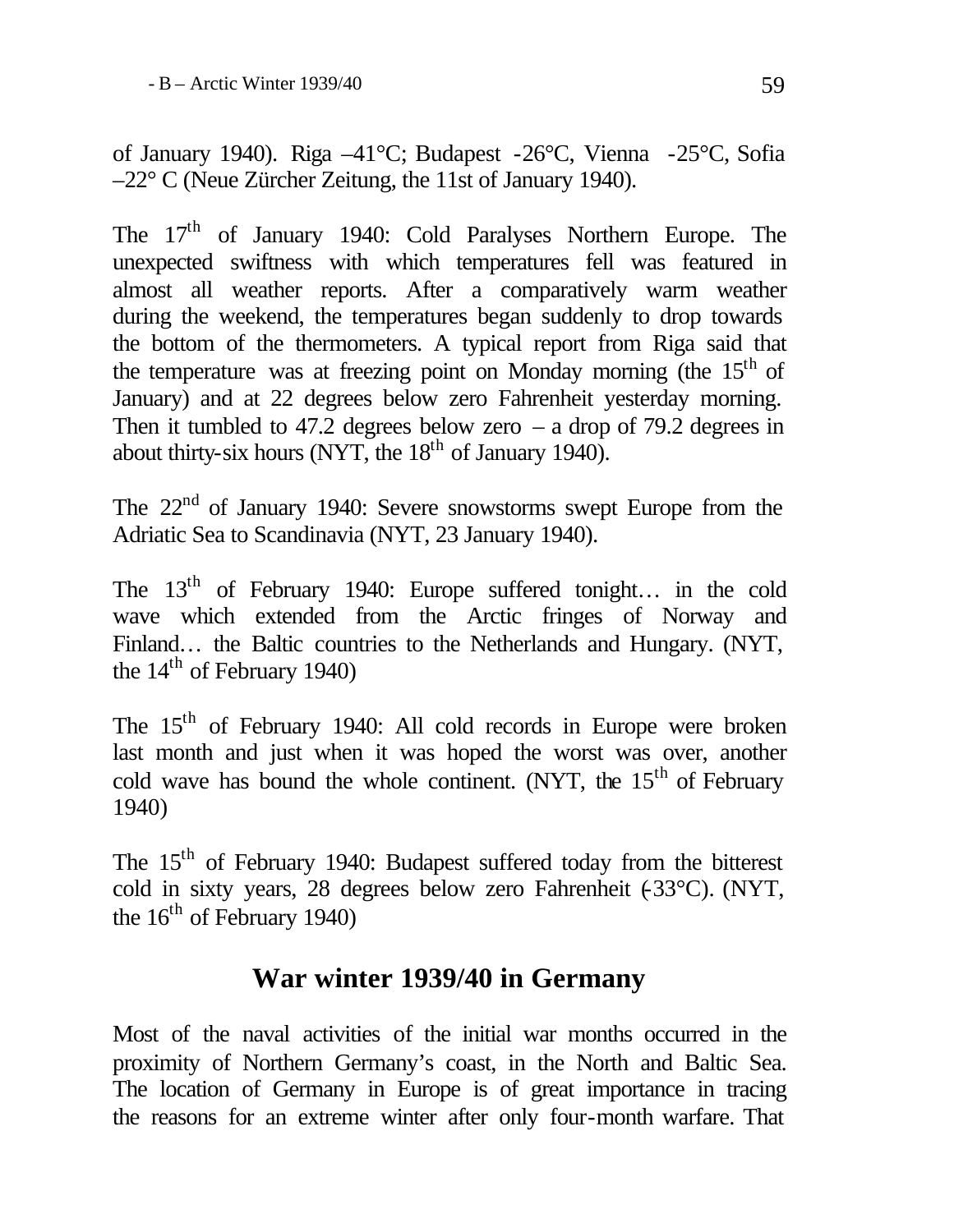of January 1940). Riga –41°C; Budapest -26°C, Vienna -25°C, Sofia –22° C (Neue Zürcher Zeitung, the 11st of January 1940).

The 17th of January 1940: Cold Paralyses Northern Europe. The unexpected swiftness with which temperatures fell was featured in almost all weather reports. After a comparatively warm weather during the weekend, the temperatures began suddenly to drop towards the bottom of the thermometers. A typical report from Riga said that the temperature was at freezing point on Monday morning (the 15th of January) and at 22 degrees below zero Fahrenheit yesterday morning. Then it tumbled to 47.2 degrees below zero – a drop of 79.2 degrees in about thirty-six hours (NYT, the 18th of January 1940).

The 22nd of January 1940: Severe snowstorms swept Europe from the Adriatic Sea to Scandinavia (NYT, 23 January 1940).

The 13th of February 1940: Europe suffered tonight… in the cold wave which extended from the Arctic fringes of Norway and Finland… the Baltic countries to the Netherlands and Hungary. (NYT, the 14th of February 1940)

The 15th of February 1940: All cold records in Europe were broken last month and just when it was hoped the worst was over, another cold wave has bound the whole continent. (NYT, the 15th of February 1940)

The 15th of February 1940: Budapest suffered today from the bitterest cold in sixty years, 28 degrees below zero Fahrenheit (-33°C). (NYT, the 16th of February 1940)

## War winter 1939/40 in Germany

Most of the naval activities of the initial war months occurred in the proximity of Northern Germany's coast, in the North and Baltic Sea. The location of Germany in Europe is of great importance in tracing the reasons for an extreme winter after only four-month warfare. That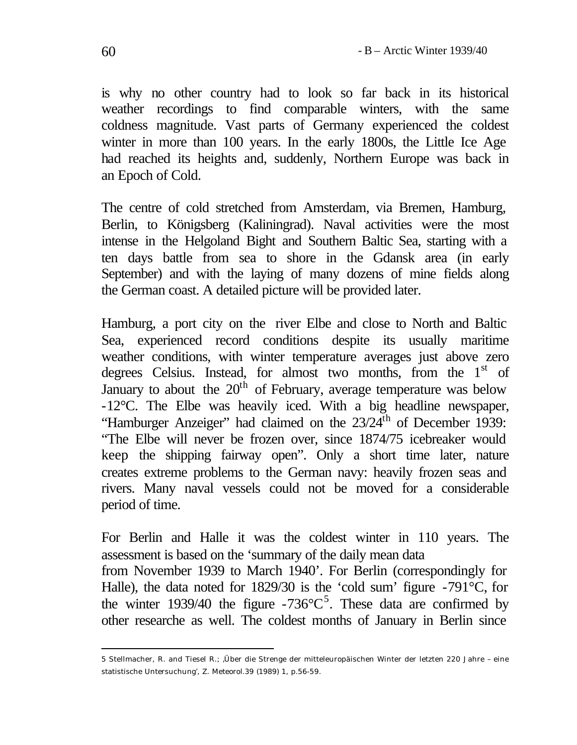is why no other country had to look so far back in its historical weather recordings to find comparable winters, with the same coldness magnitude. Vast parts of Germany experienced the coldest winter in more than 100 years. In the early 1800s, the Little Ice Age had reached its heights and, suddenly, Northern Europe was back in an Epoch of Cold.

The centre of cold stretched from Amsterdam, via Bremen, Hamburg, Berlin, to Königsberg (Kaliningrad). Naval activities were the most intense in the Helgoland Bight and Southern Baltic Sea, starting with a ten days battle from sea to shore in the Gdansk area (in early September) and with the laying of many dozens of mine fields along the German coast. A detailed picture will be provided later.

Hamburg, a port city on the river Elbe and close to North and Baltic Sea, experienced record conditions despite its usually maritime weather conditions, with winter temperature averages just above zero degrees Celsius. Instead, for almost two months, from the 1st of January to about the 20th of February, average temperature was below -12°C. The Elbe was heavily iced. With a big headline newspaper, "Hamburger Anzeiger" had claimed on the 23/24th of December 1939: "The Elbe will never be frozen over, since 1874/75 icebreaker would keep the shipping fairway open". Only a short time later, nature creates extreme problems to the German navy: heavily frozen seas and rivers. Many naval vessels could not be moved for a considerable period of time.

For Berlin and Halle it was the coldest winter in 110 years. The assessment is based on the 'summary of the daily mean data from November 1939 to March 1940'. For Berlin (correspondingly for Halle), the data noted for 1829/30 is the 'cold sum' figure -791°C, for the winter 1939/40 the figure -736°C[5]. These data are confirmed by other researche as well. The coldest months of January in Berlin since

---

5 Stellmacher, R. and Tiesel R.; 'Über die Strenge der mitteleuropäischen Winter der letzten 220 Jahre – eine statistische Untersuchung', Z. Meteorol.39 (1989) 1, p.56-59.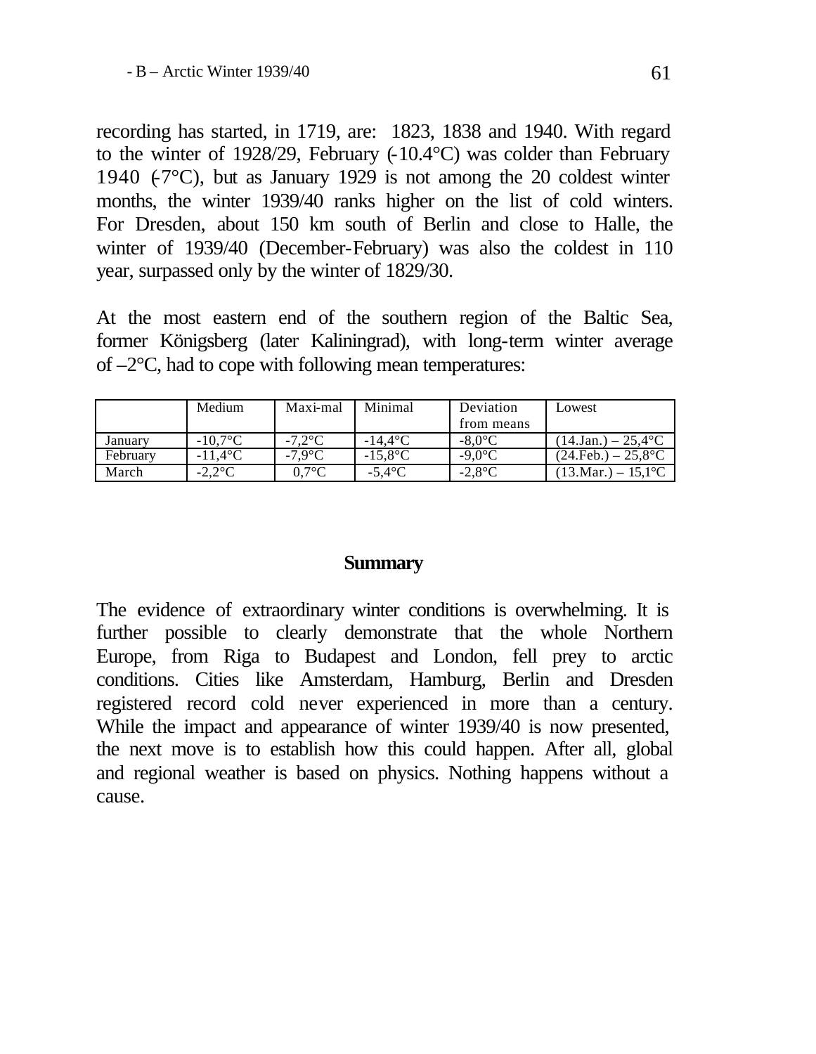recording has started, in 1719, are: 1823, 1838 and 1940. With regard to the winter of 1928/29, February (-10.4°C) was colder than February 1940 (-7°C), but as January 1929 is not among the 20 coldest winter months, the winter 1939/40 ranks higher on the list of cold winters. For Dresden, about 150 km south of Berlin and close to Halle, the winter of 1939/40 (December-February) was also the coldest in 110 year, surpassed only by the winter of 1829/30.

At the most eastern end of the southern region of the Baltic Sea, former Königsberg (later Kaliningrad), with long-term winter average of –2°C, had to cope with following mean temperatures:

| | Medium | Maxi-mal | Minimal | Deviation from means | Lowest |
|---|---|---|---|---|---|
| January | -10,7°C | -7,2°C | -14,4°C | -8,0°C | (14.Jan.) – 25,4°C |
| February | -11,4°C | -7,9°C | -15,8°C | -9,0°C | (24.Feb.) – 25,8°C |
| March | -2,2°C | 0,7°C | -5,4°C | -2,8°C | (13.Mar.) – 15,1°C |

## Summary

The evidence of extraordinary winter conditions is overwhelming. It is further possible to clearly demonstrate that the whole Northern Europe, from Riga to Budapest and London, fell prey to arctic conditions. Cities like Amsterdam, Hamburg, Berlin and Dresden registered record cold never experienced in more than a century. While the impact and appearance of winter 1939/40 is now presented, the next move is to establish how this could happen. After all, global and regional weather is based on physics. Nothing happens without a cause.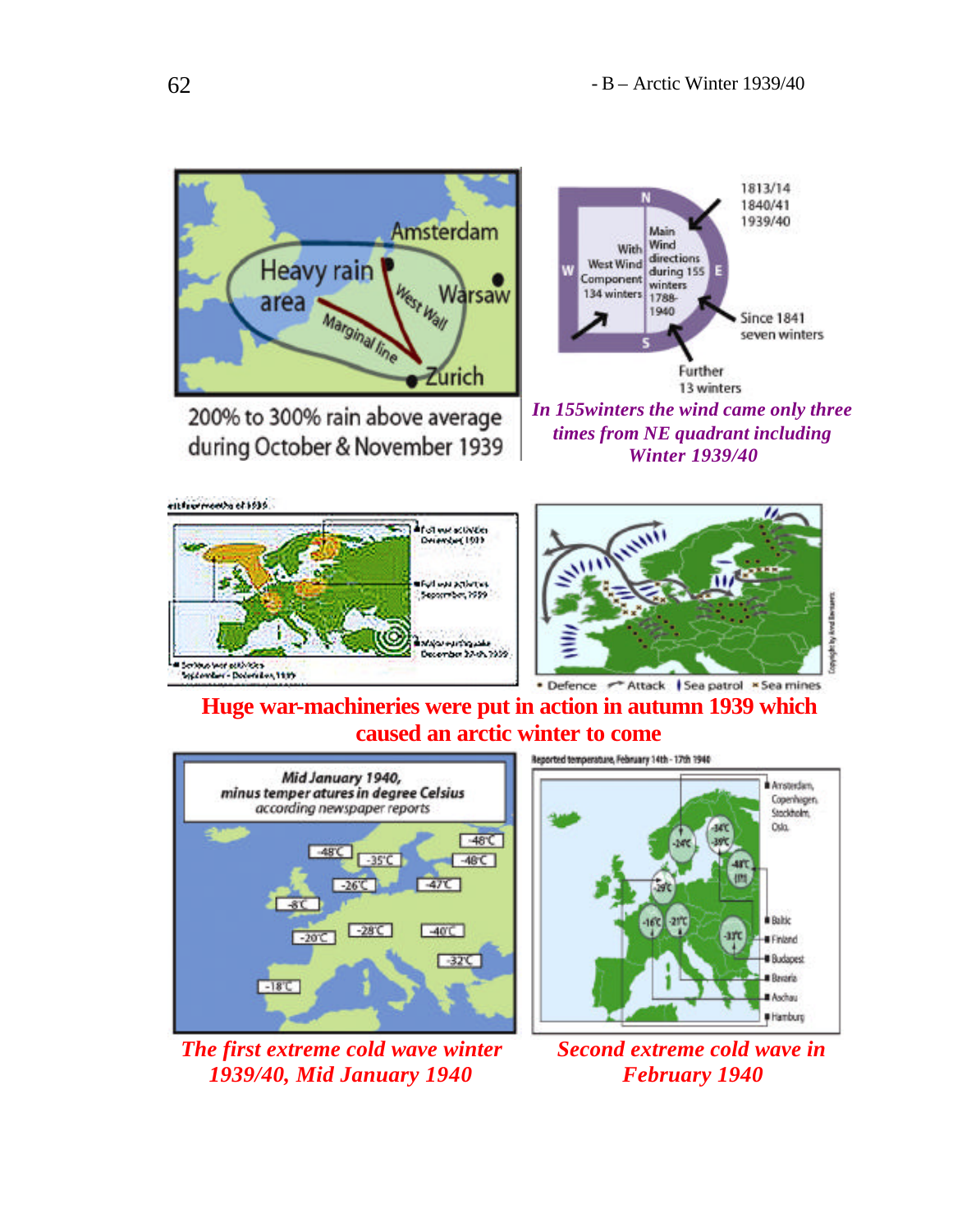Amsterdam

Heavy rain area

Warsaw

West Wall

Marginal line

Zurich

200% to 300% rain above average during October & November 1939

1813/14
1840/41
1939/40

N

W

E

S

With West Wind Component 134 winters

Main Wind directions during 155 winters 1788-1940

Since 1841 seven winters

Further 13 winters

*In 155winters the wind came only three times from NE quadrant including Winter 1939/40*

• Defence — Attack | Sea patrol × Sea mines

**Huge war-machineries were put in action in autumn 1939 which caused an arctic winter to come**

Mid January 1940, minus temperatures in degree Celsius according newspaper reports

-48°C
-35°C
-48°C
-48°C
-26°C
-47°C
-8°C
-20°C
-28°C
-40°C
-32°C
-18°C

Reported temperature, February 14th - 17th 1940

-24°C
-34°C
-39°C
-48°C
-29°C
-16°C
-21°C
-37°C

Amsterdam, Copenhagen, Stockholm, Oslo.

Baltic

Finland

Budapest

Bavaria

Aachau

Hamburg

*The first extreme cold wave winter 1939/40, Mid January 1940*

*Second extreme cold wave in February 1940*